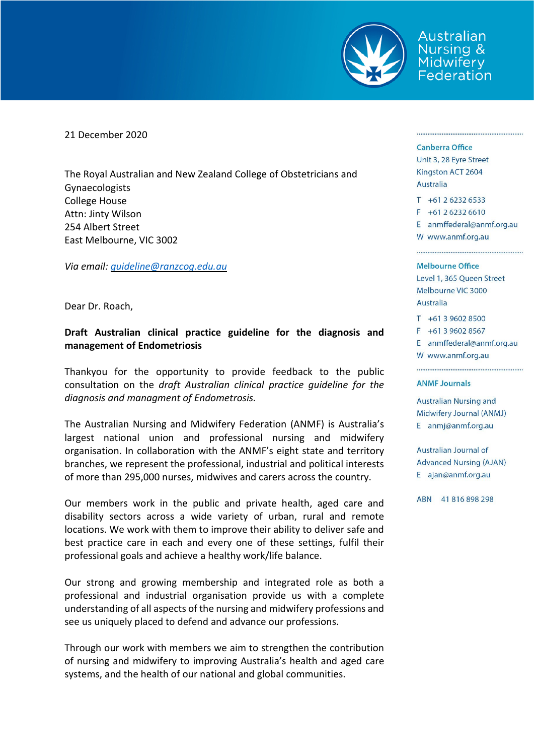Australian Nursing & Midwifery Federation

21 December 2020

The Royal Australian and New Zealand College of Obstetricians and Gynaecologists
College House
Attn: Jinty Wilson
254 Albert Street
East Melbourne, VIC 3002

*Via email: guideline@ranzcog.edu.au*

Dear Dr. Roach,

**Draft Australian clinical practice guideline for the diagnosis and management of Endometriosis**

Thankyou for the opportunity to provide feedback to the public consultation on the *draft Australian clinical practice guideline for the diagnosis and managment of Endometrosis.*

The Australian Nursing and Midwifery Federation (ANMF) is Australia's largest national union and professional nursing and midwifery organisation. In collaboration with the ANMF's eight state and territory branches, we represent the professional, industrial and political interests of more than 295,000 nurses, midwives and carers across the country.

Our members work in the public and private health, aged care and disability sectors across a wide variety of urban, rural and remote locations. We work with them to improve their ability to deliver safe and best practice care in each and every one of these settings, fulfil their professional goals and achieve a healthy work/life balance.

Our strong and growing membership and integrated role as both a professional and industrial organisation provide us with a complete understanding of all aspects of the nursing and midwifery professions and see us uniquely placed to defend and advance our professions.

Through our work with members we aim to strengthen the contribution of nursing and midwifery to improving Australia's health and aged care systems, and the health of our national and global communities.

**Canberra Office**
Unit 3, 28 Eyre Street
Kingston ACT 2604
Australia
T +61 2 6232 6533
F +61 2 6232 6610
E anmffederal@anmf.org.au
W www.anmf.org.au

**Melbourne Office**
Level 1, 365 Queen Street
Melbourne VIC 3000
Australia
T +61 3 9602 8500
F +61 3 9602 8567
E anmffederal@anmf.org.au
W www.anmf.org.au

**ANMF Journals**

Australian Nursing and Midwifery Journal (ANMJ)
E anmj@anmf.org.au

Australian Journal of Advanced Nursing (AJAN)
E ajan@anmf.org.au

ABN 41 816 898 298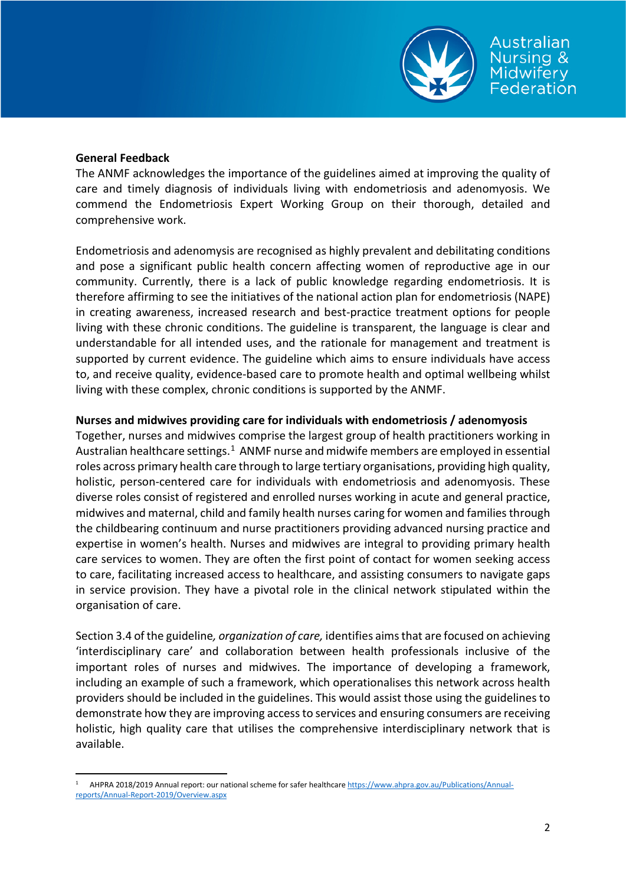**General Feedback**

The ANMF acknowledges the importance of the guidelines aimed at improving the quality of care and timely diagnosis of individuals living with endometriosis and adenomyosis. We commend the Endometriosis Expert Working Group on their thorough, detailed and comprehensive work.

Endometriosis and adenomysis are recognised as highly prevalent and debilitating conditions and pose a significant public health concern affecting women of reproductive age in our community. Currently, there is a lack of public knowledge regarding endometriosis. It is therefore affirming to see the initiatives of the national action plan for endometriosis (NAPE) in creating awareness, increased research and best-practice treatment options for people living with these chronic conditions. The guideline is transparent, the language is clear and understandable for all intended uses, and the rationale for management and treatment is supported by current evidence. The guideline which aims to ensure individuals have access to, and receive quality, evidence-based care to promote health and optimal wellbeing whilst living with these complex, chronic conditions is supported by the ANMF.

**Nurses and midwives providing care for individuals with endometriosis / adenomyosis**

Together, nurses and midwives comprise the largest group of health practitioners working in Australian healthcare settings.[1] ANMF nurse and midwife members are employed in essential roles across primary health care through to large tertiary organisations, providing high quality, holistic, person-centered care for individuals with endometriosis and adenomyosis. These diverse roles consist of registered and enrolled nurses working in acute and general practice, midwives and maternal, child and family health nurses caring for women and families through the childbearing continuum and nurse practitioners providing advanced nursing practice and expertise in women's health. Nurses and midwives are integral to providing primary health care services to women. They are often the first point of contact for women seeking access to care, facilitating increased access to healthcare, and assisting consumers to navigate gaps in service provision. They have a pivotal role in the clinical network stipulated within the organisation of care.

Section 3.4 of the guideline*, organization of care,* identifies aims that are focused on achieving 'interdisciplinary care' and collaboration between health professionals inclusive of the important roles of nurses and midwives. The importance of developing a framework, including an example of such a framework, which operationalises this network across health providers should be included in the guidelines. This would assist those using the guidelines to demonstrate how they are improving access to services and ensuring consumers are receiving holistic, high quality care that utilises the comprehensive interdisciplinary network that is available.

---

[1] AHPRA 2018/2019 Annual report: our national scheme for safer healthcare https://www.ahpra.gov.au/Publications/Annual-reports/Annual-Report-2019/Overview.aspx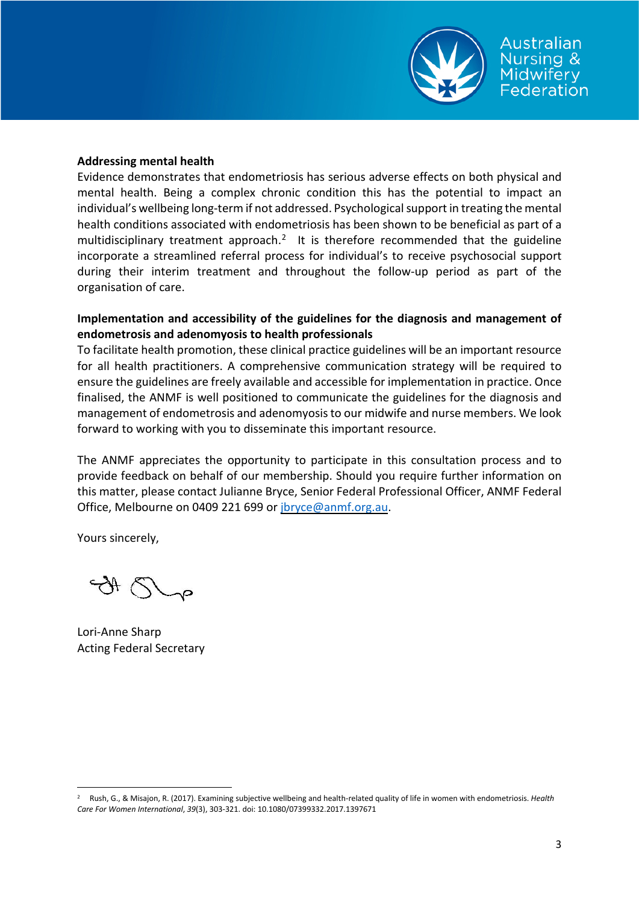**Addressing mental health**

Evidence demonstrates that endometriosis has serious adverse effects on both physical and mental health. Being a complex chronic condition this has the potential to impact an individual's wellbeing long-term if not addressed. Psychological support in treating the mental health conditions associated with endometriosis has been shown to be beneficial as part of a multidisciplinary treatment approach.[2] It is therefore recommended that the guideline incorporate a streamlined referral process for individual's to receive psychosocial support during their interim treatment and throughout the follow-up period as part of the organisation of care.

**Implementation and accessibility of the guidelines for the diagnosis and management of endometrosis and adenomyosis to health professionals**

To facilitate health promotion, these clinical practice guidelines will be an important resource for all health practitioners. A comprehensive communication strategy will be required to ensure the guidelines are freely available and accessible for implementation in practice. Once finalised, the ANMF is well positioned to communicate the guidelines for the diagnosis and management of endometrosis and adenomyosis to our midwife and nurse members. We look forward to working with you to disseminate this important resource.

The ANMF appreciates the opportunity to participate in this consultation process and to provide feedback on behalf of our membership. Should you require further information on this matter, please contact Julianne Bryce, Senior Federal Professional Officer, ANMF Federal Office, Melbourne on 0409 221 699 or jbryce@anmf.org.au.

Yours sincerely,

Lori-Anne Sharp
Acting Federal Secretary

---

[2] Rush, G., & Misajon, R. (2017). Examining subjective wellbeing and health-related quality of life in women with endometriosis. *Health Care For Women International*, *39*(3), 303-321. doi: 10.1080/07399332.2017.1397671